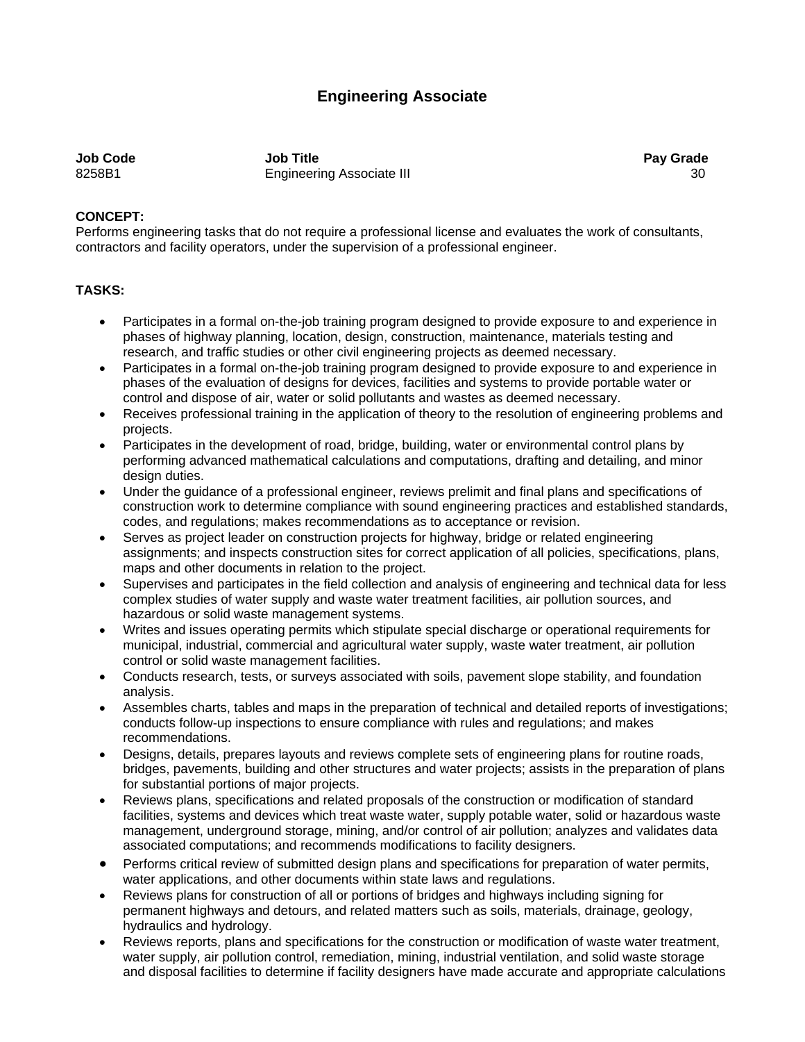# Engineering Associate

| Job Code | Job Title | Pay Grade |
|---|---|---|
| 8258B1 | Engineering Associate III | 30 |

**CONCEPT:**
Performs engineering tasks that do not require a professional license and evaluates the work of consultants, contractors and facility operators, under the supervision of a professional engineer.

**TASKS:**

- Participates in a formal on-the-job training program designed to provide exposure to and experience in phases of highway planning, location, design, construction, maintenance, materials testing and research, and traffic studies or other civil engineering projects as deemed necessary.
- Participates in a formal on-the-job training program designed to provide exposure to and experience in phases of the evaluation of designs for devices, facilities and systems to provide portable water or control and dispose of air, water or solid pollutants and wastes as deemed necessary.
- Receives professional training in the application of theory to the resolution of engineering problems and projects.
- Participates in the development of road, bridge, building, water or environmental control plans by performing advanced mathematical calculations and computations, drafting and detailing, and minor design duties.
- Under the guidance of a professional engineer, reviews prelimit and final plans and specifications of construction work to determine compliance with sound engineering practices and established standards, codes, and regulations; makes recommendations as to acceptance or revision.
- Serves as project leader on construction projects for highway, bridge or related engineering assignments; and inspects construction sites for correct application of all policies, specifications, plans, maps and other documents in relation to the project.
- Supervises and participates in the field collection and analysis of engineering and technical data for less complex studies of water supply and waste water treatment facilities, air pollution sources, and hazardous or solid waste management systems.
- Writes and issues operating permits which stipulate special discharge or operational requirements for municipal, industrial, commercial and agricultural water supply, waste water treatment, air pollution control or solid waste management facilities.
- Conducts research, tests, or surveys associated with soils, pavement slope stability, and foundation analysis.
- Assembles charts, tables and maps in the preparation of technical and detailed reports of investigations; conducts follow-up inspections to ensure compliance with rules and regulations; and makes recommendations.
- Designs, details, prepares layouts and reviews complete sets of engineering plans for routine roads, bridges, pavements, building and other structures and water projects; assists in the preparation of plans for substantial portions of major projects.
- Reviews plans, specifications and related proposals of the construction or modification of standard facilities, systems and devices which treat waste water, supply potable water, solid or hazardous waste management, underground storage, mining, and/or control of air pollution; analyzes and validates data associated computations; and recommends modifications to facility designers.
- Performs critical review of submitted design plans and specifications for preparation of water permits, water applications, and other documents within state laws and regulations.
- Reviews plans for construction of all or portions of bridges and highways including signing for permanent highways and detours, and related matters such as soils, materials, drainage, geology, hydraulics and hydrology.
- Reviews reports, plans and specifications for the construction or modification of waste water treatment, water supply, air pollution control, remediation, mining, industrial ventilation, and solid waste storage and disposal facilities to determine if facility designers have made accurate and appropriate calculations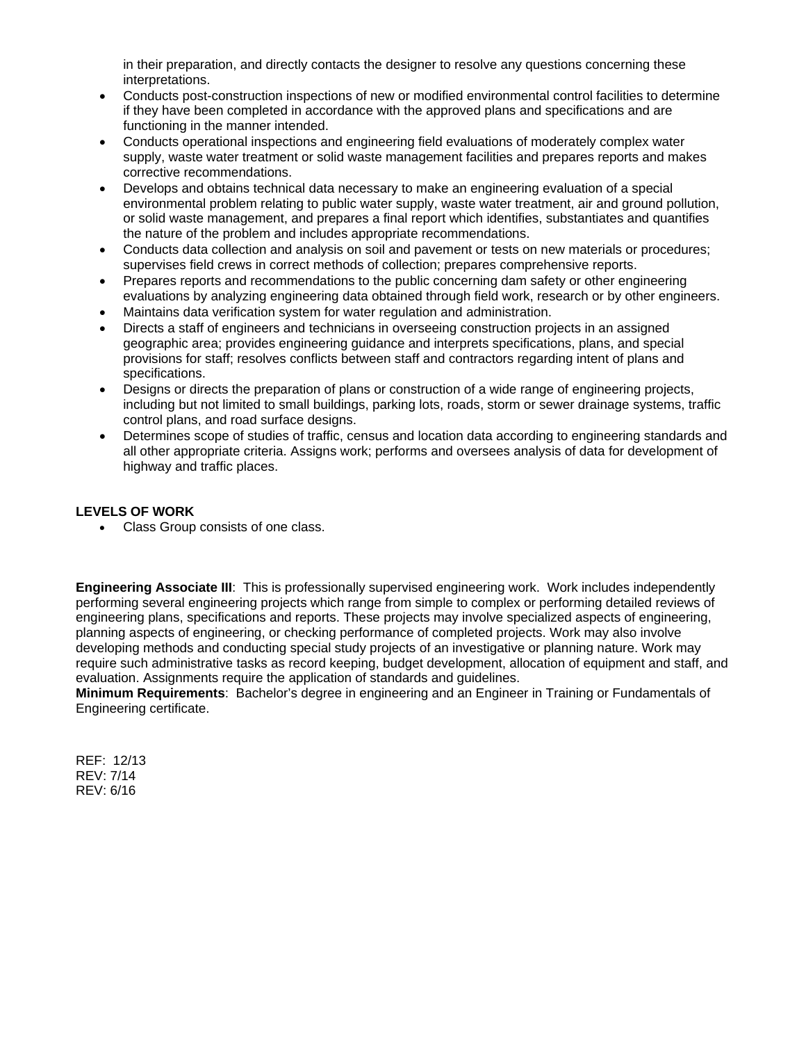in their preparation, and directly contacts the designer to resolve any questions concerning these interpretations.

- Conducts post-construction inspections of new or modified environmental control facilities to determine if they have been completed in accordance with the approved plans and specifications and are functioning in the manner intended.
- Conducts operational inspections and engineering field evaluations of moderately complex water supply, waste water treatment or solid waste management facilities and prepares reports and makes corrective recommendations.
- Develops and obtains technical data necessary to make an engineering evaluation of a special environmental problem relating to public water supply, waste water treatment, air and ground pollution, or solid waste management, and prepares a final report which identifies, substantiates and quantifies the nature of the problem and includes appropriate recommendations.
- Conducts data collection and analysis on soil and pavement or tests on new materials or procedures; supervises field crews in correct methods of collection; prepares comprehensive reports.
- Prepares reports and recommendations to the public concerning dam safety or other engineering evaluations by analyzing engineering data obtained through field work, research or by other engineers.
- Maintains data verification system for water regulation and administration.
- Directs a staff of engineers and technicians in overseeing construction projects in an assigned geographic area; provides engineering guidance and interprets specifications, plans, and special provisions for staff; resolves conflicts between staff and contractors regarding intent of plans and specifications.
- Designs or directs the preparation of plans or construction of a wide range of engineering projects, including but not limited to small buildings, parking lots, roads, storm or sewer drainage systems, traffic control plans, and road surface designs.
- Determines scope of studies of traffic, census and location data according to engineering standards and all other appropriate criteria. Assigns work; performs and oversees analysis of data for development of highway and traffic places.

**LEVELS OF WORK**

- Class Group consists of one class.

**Engineering Associate III**: This is professionally supervised engineering work. Work includes independently performing several engineering projects which range from simple to complex or performing detailed reviews of engineering plans, specifications and reports. These projects may involve specialized aspects of engineering, planning aspects of engineering, or checking performance of completed projects. Work may also involve developing methods and conducting special study projects of an investigative or planning nature. Work may require such administrative tasks as record keeping, budget development, allocation of equipment and staff, and evaluation. Assignments require the application of standards and guidelines.
**Minimum Requirements**: Bachelor's degree in engineering and an Engineer in Training or Fundamentals of Engineering certificate.

REF: 12/13
REV: 7/14
REV: 6/16